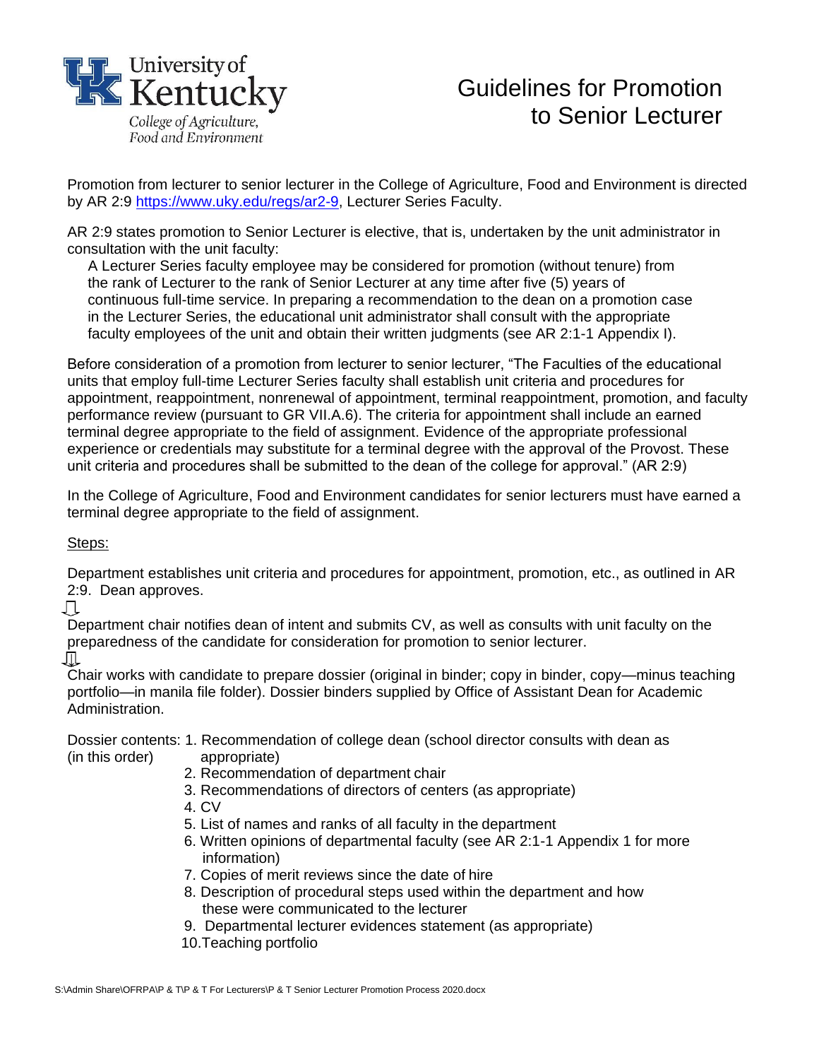University of Kentucky
College of Agriculture, Food and Environment

# Guidelines for Promotion to Senior Lecturer

Promotion from lecturer to senior lecturer in the College of Agriculture, Food and Environment is directed by AR 2:9 https://www.uky.edu/regs/ar2-9, Lecturer Series Faculty.

AR 2:9 states promotion to Senior Lecturer is elective, that is, undertaken by the unit administrator in consultation with the unit faculty:

> A Lecturer Series faculty employee may be considered for promotion (without tenure) from the rank of Lecturer to the rank of Senior Lecturer at any time after five (5) years of continuous full-time service. In preparing a recommendation to the dean on a promotion case in the Lecturer Series, the educational unit administrator shall consult with the appropriate faculty employees of the unit and obtain their written judgments (see AR 2:1-1 Appendix I).

Before consideration of a promotion from lecturer to senior lecturer, "The Faculties of the educational units that employ full-time Lecturer Series faculty shall establish unit criteria and procedures for appointment, reappointment, nonrenewal of appointment, terminal reappointment, promotion, and faculty performance review (pursuant to GR VII.A.6). The criteria for appointment shall include an earned terminal degree appropriate to the field of assignment. Evidence of the appropriate professional experience or credentials may substitute for a terminal degree with the approval of the Provost. These unit criteria and procedures shall be submitted to the dean of the college for approval." (AR 2:9)

In the College of Agriculture, Food and Environment candidates for senior lecturers must have earned a terminal degree appropriate to the field of assignment.

<u>Steps:</u>

Department establishes unit criteria and procedures for appointment, promotion, etc., as outlined in AR 2:9. Dean approves.

⇩

Department chair notifies dean of intent and submits CV, as well as consults with unit faculty on the preparedness of the candidate for consideration for promotion to senior lecturer.

⇩

Chair works with candidate to prepare dossier (original in binder; copy in binder, copy—minus teaching portfolio—in manila file folder). Dossier binders supplied by Office of Assistant Dean for Academic Administration.

Dossier contents (in this order):

1. Recommendation of college dean (school director consults with dean as appropriate)
2. Recommendation of department chair
3. Recommendations of directors of centers (as appropriate)
4. CV
5. List of names and ranks of all faculty in the department
6. Written opinions of departmental faculty (see AR 2:1-1 Appendix 1 for more information)
7. Copies of merit reviews since the date of hire
8. Description of procedural steps used within the department and how these were communicated to the lecturer
9. Departmental lecturer evidences statement (as appropriate)
10. Teaching portfolio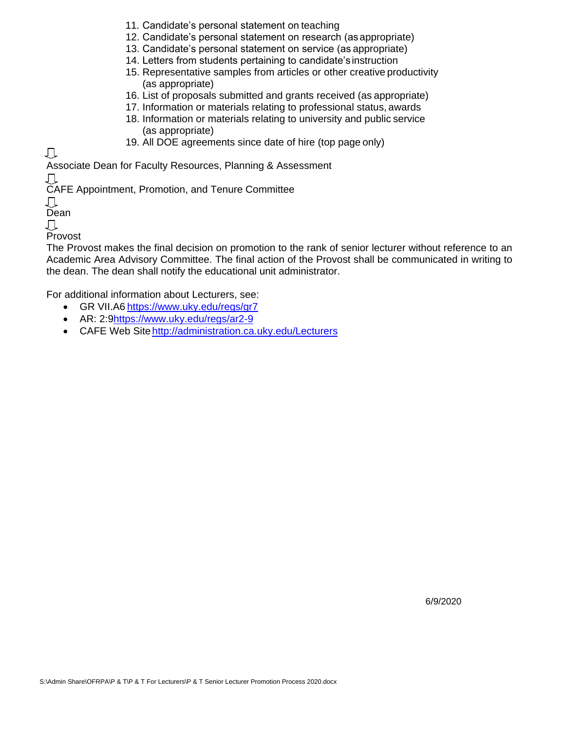11. Candidate's personal statement on teaching
12. Candidate's personal statement on research (as appropriate)
13. Candidate's personal statement on service (as appropriate)
14. Letters from students pertaining to candidate's instruction
15. Representative samples from articles or other creative productivity (as appropriate)
16. List of proposals submitted and grants received (as appropriate)
17. Information or materials relating to professional status, awards
18. Information or materials relating to university and public service (as appropriate)
19. All DOE agreements since date of hire (top page only)

⇩

Associate Dean for Faculty Resources, Planning & Assessment

⇩

CAFE Appointment, Promotion, and Tenure Committee

⇩

Dean

⇩

Provost

The Provost makes the final decision on promotion to the rank of senior lecturer without reference to an Academic Area Advisory Committee. The final action of the Provost shall be communicated in writing to the dean. The dean shall notify the educational unit administrator.

For additional information about Lecturers, see:

- GR VII.A6 https://www.uky.edu/regs/gr7
- AR: 2:9https://www.uky.edu/regs/ar2-9
- CAFE Web Site http://administration.ca.uky.edu/Lecturers

6/9/2020

S:\Admin Share\OFRPA\P & T\P & T For Lecturers\P & T Senior Lecturer Promotion Process 2020.docx